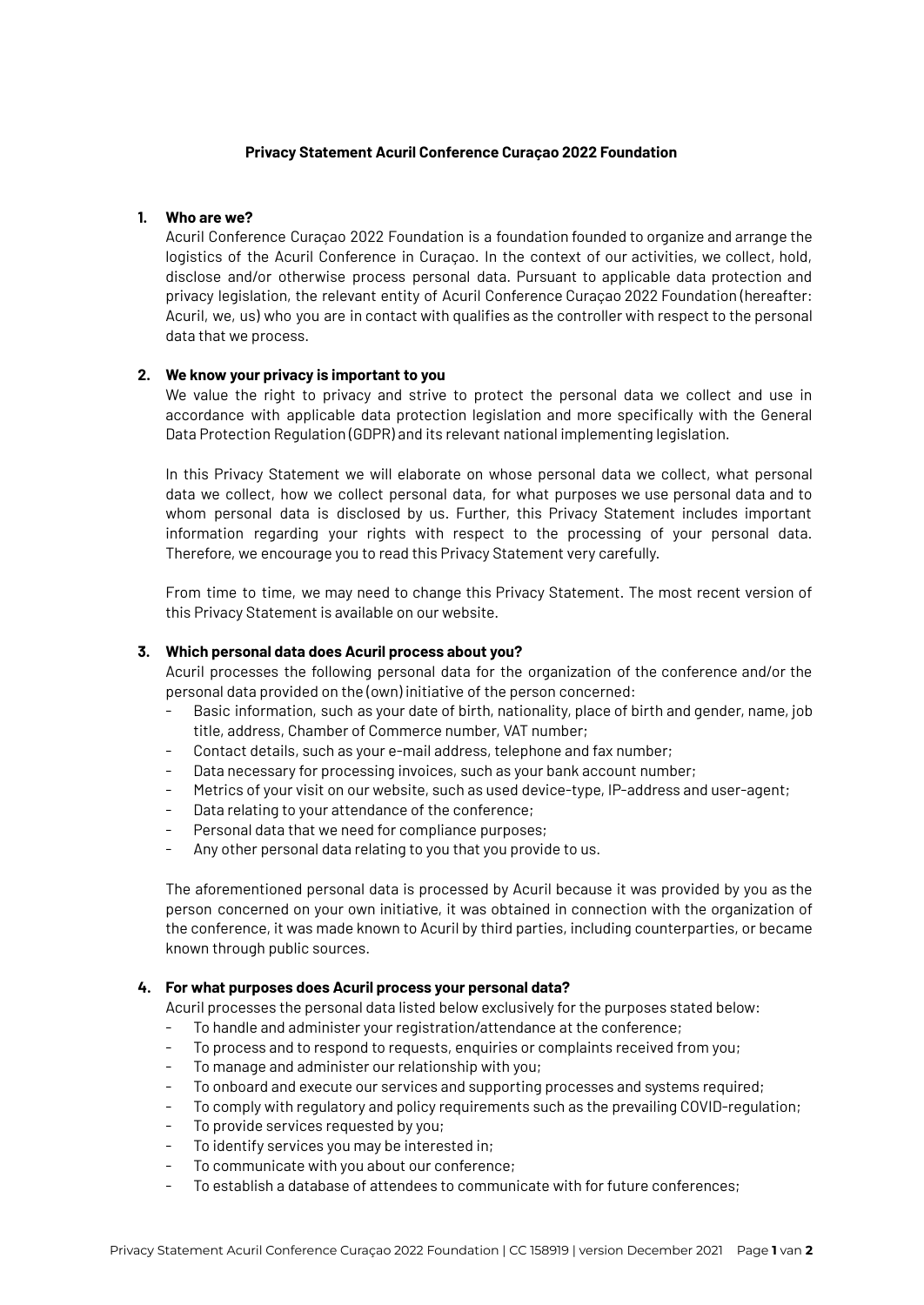**Privacy Statement Acuril Conference Curaçao 2022 Foundation**

**1. Who are we?**

Acuril Conference Curaçao 2022 Foundation is a foundation founded to organize and arrange the logistics of the Acuril Conference in Curaçao. In the context of our activities, we collect, hold, disclose and/or otherwise process personal data. Pursuant to applicable data protection and privacy legislation, the relevant entity of Acuril Conference Curaçao 2022 Foundation (hereafter: Acuril, we, us) who you are in contact with qualifies as the controller with respect to the personal data that we process.

**2. We know your privacy is important to you**

We value the right to privacy and strive to protect the personal data we collect and use in accordance with applicable data protection legislation and more specifically with the General Data Protection Regulation (GDPR) and its relevant national implementing legislation.

In this Privacy Statement we will elaborate on whose personal data we collect, what personal data we collect, how we collect personal data, for what purposes we use personal data and to whom personal data is disclosed by us. Further, this Privacy Statement includes important information regarding your rights with respect to the processing of your personal data. Therefore, we encourage you to read this Privacy Statement very carefully.

From time to time, we may need to change this Privacy Statement. The most recent version of this Privacy Statement is available on our website.

**3. Which personal data does Acuril process about you?**

Acuril processes the following personal data for the organization of the conference and/or the personal data provided on the (own) initiative of the person concerned:

- Basic information, such as your date of birth, nationality, place of birth and gender, name, job title, address, Chamber of Commerce number, VAT number;
- Contact details, such as your e-mail address, telephone and fax number;
- Data necessary for processing invoices, such as your bank account number;
- Metrics of your visit on our website, such as used device-type, IP-address and user-agent;
- Data relating to your attendance of the conference;
- Personal data that we need for compliance purposes;
- Any other personal data relating to you that you provide to us.

The aforementioned personal data is processed by Acuril because it was provided by you as the person concerned on your own initiative, it was obtained in connection with the organization of the conference, it was made known to Acuril by third parties, including counterparties, or became known through public sources.

**4. For what purposes does Acuril process your personal data?**

Acuril processes the personal data listed below exclusively for the purposes stated below:

- To handle and administer your registration/attendance at the conference;
- To process and to respond to requests, enquiries or complaints received from you;
- To manage and administer our relationship with you;
- To onboard and execute our services and supporting processes and systems required;
- To comply with regulatory and policy requirements such as the prevailing COVID-regulation;
- To provide services requested by you;
- To identify services you may be interested in;
- To communicate with you about our conference;
- To establish a database of attendees to communicate with for future conferences;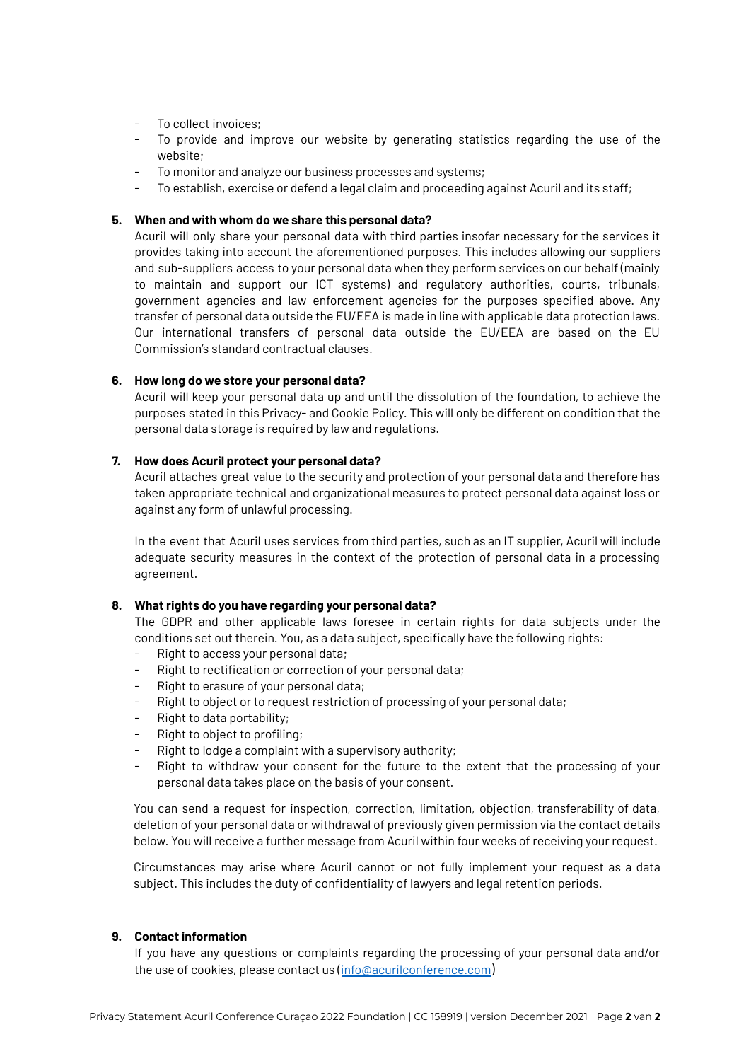- To collect invoices;
- To provide and improve our website by generating statistics regarding the use of the website;
- To monitor and analyze our business processes and systems;
- To establish, exercise or defend a legal claim and proceeding against Acuril and its staff;

**5. When and with whom do we share this personal data?**

Acuril will only share your personal data with third parties insofar necessary for the services it provides taking into account the aforementioned purposes. This includes allowing our suppliers and sub-suppliers access to your personal data when they perform services on our behalf (mainly to maintain and support our ICT systems) and regulatory authorities, courts, tribunals, government agencies and law enforcement agencies for the purposes specified above. Any transfer of personal data outside the EU/EEA is made in line with applicable data protection laws. Our international transfers of personal data outside the EU/EEA are based on the EU Commission's standard contractual clauses.

**6. How long do we store your personal data?**

Acuril will keep your personal data up and until the dissolution of the foundation, to achieve the purposes stated in this Privacy- and Cookie Policy. This will only be different on condition that the personal data storage is required by law and regulations.

**7. How does Acuril protect your personal data?**

Acuril attaches great value to the security and protection of your personal data and therefore has taken appropriate technical and organizational measures to protect personal data against loss or against any form of unlawful processing.

In the event that Acuril uses services from third parties, such as an IT supplier, Acuril will include adequate security measures in the context of the protection of personal data in a processing agreement.

**8. What rights do you have regarding your personal data?**

The GDPR and other applicable laws foresee in certain rights for data subjects under the conditions set out therein. You, as a data subject, specifically have the following rights:

- Right to access your personal data;
- Right to rectification or correction of your personal data;
- Right to erasure of your personal data;
- Right to object or to request restriction of processing of your personal data;
- Right to data portability;
- Right to object to profiling;
- Right to lodge a complaint with a supervisory authority;
- Right to withdraw your consent for the future to the extent that the processing of your personal data takes place on the basis of your consent.

You can send a request for inspection, correction, limitation, objection, transferability of data, deletion of your personal data or withdrawal of previously given permission via the contact details below. You will receive a further message from Acuril within four weeks of receiving your request.

Circumstances may arise where Acuril cannot or not fully implement your request as a data subject. This includes the duty of confidentiality of lawyers and legal retention periods.

**9. Contact information**

If you have any questions or complaints regarding the processing of your personal data and/or the use of cookies, please contact us (info@acurilconference.com)